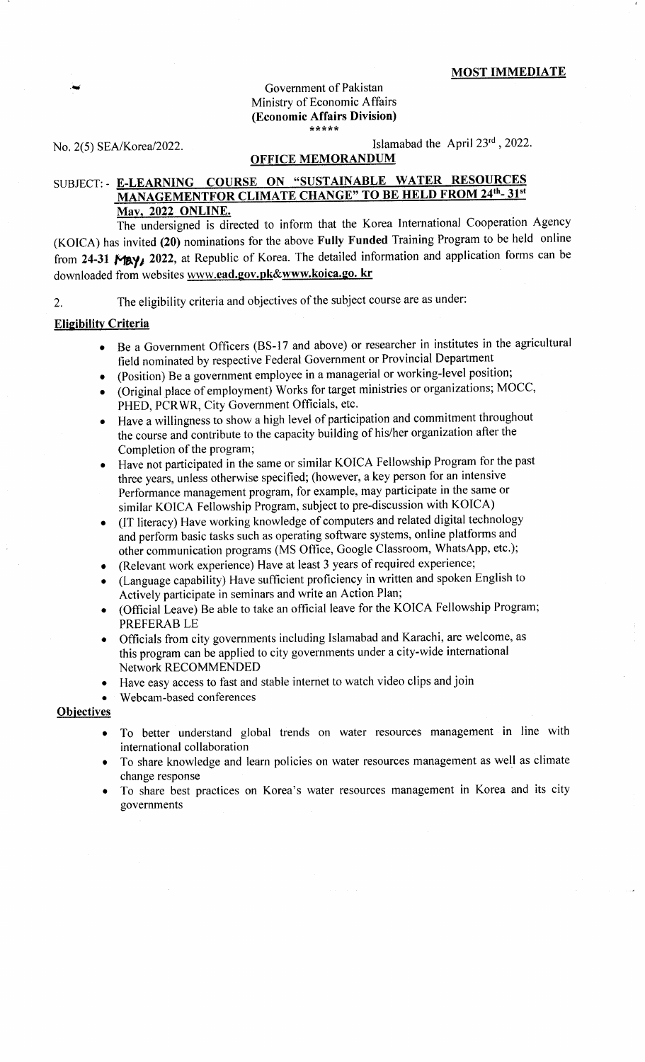**MOST IMMEDIATE**

Government of Pakistan
Ministry of Economic Affairs
**(Economic Affairs Division)**
\*\*\*\*\*

No. 2(5) SEA/Korea/2022.

Islamabad the April 23rd, 2022.

**OFFICE MEMORANDUM**

SUBJECT: - **E-LEARNING COURSE ON "SUSTAINABLE WATER RESOURCES MANAGEMENTFOR CLIMATE CHANGE" TO BE HELD FROM 24th- 31st May, 2022 ONLINE.**

The undersigned is directed to inform that the Korea International Cooperation Agency (KOICA) has invited **(20)** nominations for the above **Fully Funded** Training Program to be held online from **24-31 May,** 2022, at Republic of Korea. The detailed information and application forms can be downloaded from websites **www.ead.gov.pk&www.koica.go. kr**

2. The eligibility criteria and objectives of the subject course are as under:

**Eligibility Criteria**

- Be a Government Officers (BS-17 and above) or researcher in institutes in the agricultural field nominated by respective Federal Government or Provincial Department
- (Position) Be a government employee in a managerial or working-level position;
- (Original place of employment) Works for target ministries or organizations; MOCC, PHED, PCRWR, City Government Officials, etc.
- Have a willingness to show a high level of participation and commitment throughout the course and contribute to the capacity building of his/her organization after the Completion of the program;
- Have not participated in the same or similar KOICA Fellowship Program for the past three years, unless otherwise specified; (however, a key person for an intensive Performance management program, for example, may participate in the same or similar KOICA Fellowship Program, subject to pre-discussion with KOICA)
- (IT literacy) Have working knowledge of computers and related digital technology and perform basic tasks such as operating software systems, online platforms and other communication programs (MS Office, Google Classroom, WhatsApp, etc.);
- (Relevant work experience) Have at least 3 years of required experience;
- (Language capability) Have sufficient proficiency in written and spoken English to Actively participate in seminars and write an Action Plan;
- (Official Leave) Be able to take an official leave for the KOICA Fellowship Program; PREFERAB LE
- Officials from city governments including Islamabad and Karachi, are welcome, as this program can be applied to city governments under a city-wide international Network RECOMMENDED
- Have easy access to fast and stable internet to watch video clips and join
- Webcam-based conferences

**Objectives**

- To better understand global trends on water resources management in line with international collaboration
- To share knowledge and learn policies on water resources management as well as climate change response
- To share best practices on Korea's water resources management in Korea and its city governments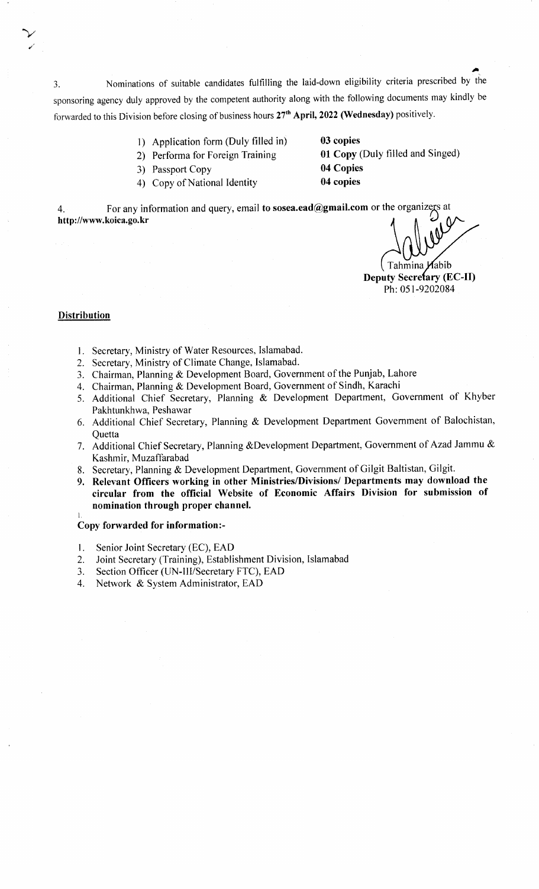3. Nominations of suitable candidates fulfilling the laid-down eligibility criteria prescribed by the sponsoring agency duly approved by the competent authority along with the following documents may kindly be forwarded to this Division before closing of business hours **27th April, 2022 (Wednesday)** positively.

| | |
|---|---|
| 1) Application form (Duly filled in) | **03 copies** |
| 2) Performa for Foreign Training | **01 Copy** (Duly filled and Singed) |
| 3) Passport Copy | **04 Copies** |
| 4) Copy of National Identity | **04 copies** |

4. For any information and query, email **to sosea.ead@gmail.com** or the organizers at **http://www.koica.go.kr**

Tahmina Habib
**Deputy Secretary (EC-II)**
Ph: 051-9202084

**Distribution**

1. Secretary, Ministry of Water Resources, Islamabad.
2. Secretary, Ministry of Climate Change, Islamabad.
3. Chairman, Planning & Development Board, Government of the Punjab, Lahore
4. Chairman, Planning & Development Board, Government of Sindh, Karachi
5. Additional Chief Secretary, Planning & Development Department, Government of Khyber Pakhtunkhwa, Peshawar
6. Additional Chief Secretary, Planning & Development Department Government of Balochistan, Quetta
7. Additional Chief Secretary, Planning &Development Department, Government of Azad Jammu & Kashmir, Muzaffarabad
8. Secretary, Planning & Development Department, Government of Gilgit Baltistan, Gilgit.
9. **Relevant Officers working in other Ministries/Divisions/ Departments may download the circular from the official Website of Economic Affairs Division for submission of nomination through proper channel.**

**Copy forwarded for information:-**

1. Senior Joint Secretary (EC), EAD
2. Joint Secretary (Training), Establishment Division, Islamabad
3. Section Officer (UN-III/Secretary FTC), EAD
4. Network & System Administrator, EAD